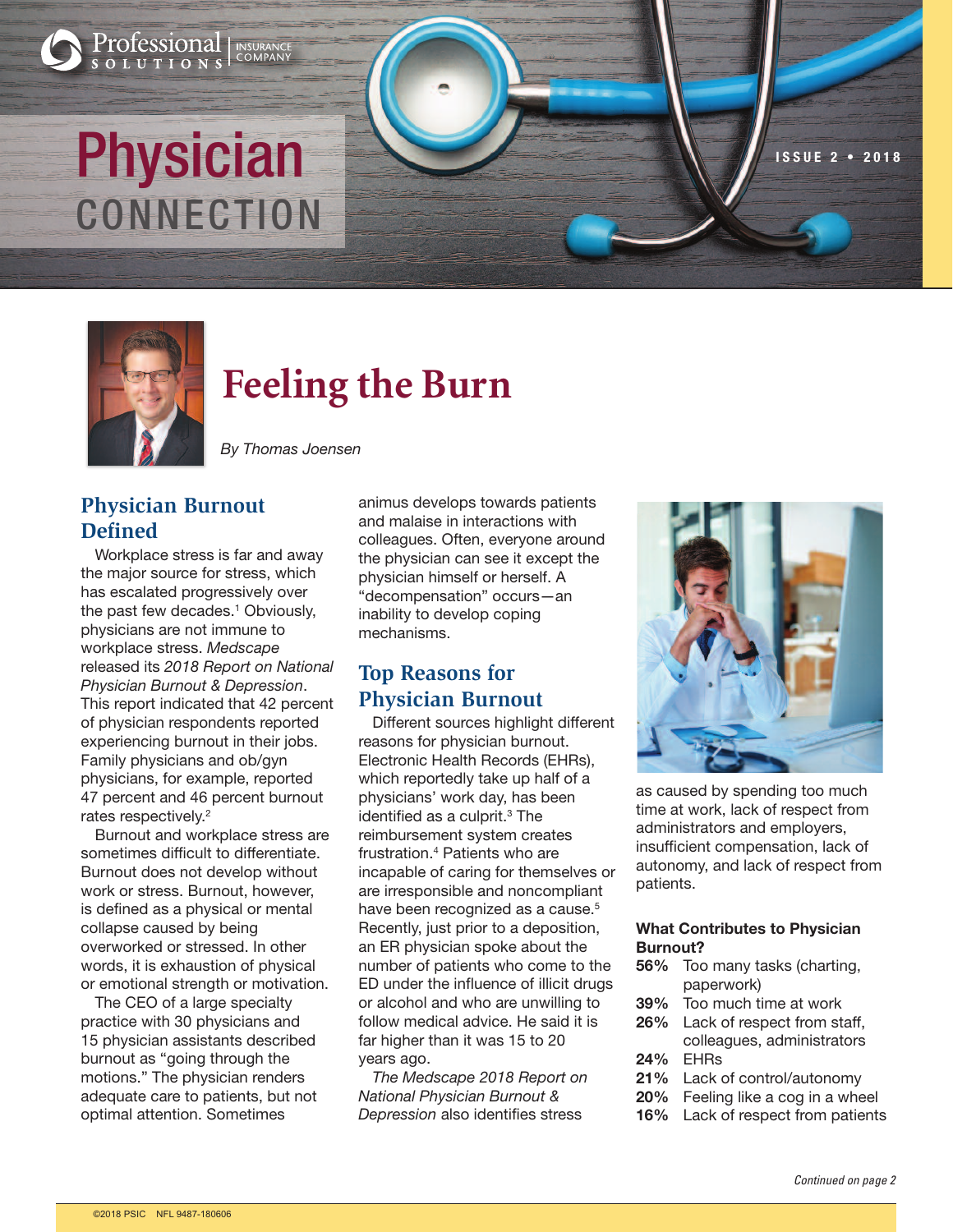# Physician CONNECTION

ISSUE 2 • 2018

## Feeling the Burn

*By Thomas Joensen*

### Physician Burnout Defined

Workplace stress is far and away the major source for stress, which has escalated progressively over the past few decades.[1] Obviously, physicians are not immune to workplace stress. *Medscape* released its *2018 Report on National Physician Burnout & Depression*. This report indicated that 42 percent of physician respondents reported experiencing burnout in their jobs. Family physicians and ob/gyn physicians, for example, reported 47 percent and 46 percent burnout rates respectively.[2]

Burnout and workplace stress are sometimes difficult to differentiate. Burnout does not develop without work or stress. Burnout, however, is defined as a physical or mental collapse caused by being overworked or stressed. In other words, it is exhaustion of physical or emotional strength or motivation.

The CEO of a large specialty practice with 30 physicians and 15 physician assistants described burnout as "going through the motions." The physician renders adequate care to patients, but not optimal attention. Sometimes animus develops towards patients and malaise in interactions with colleagues. Often, everyone around the physician can see it except the physician himself or herself. A "decompensation" occurs—an inability to develop coping mechanisms.

### Top Reasons for Physician Burnout

Different sources highlight different reasons for physician burnout. Electronic Health Records (EHRs), which reportedly take up half of a physicians' work day, has been identified as a culprit.[3] The reimbursement system creates frustration.[4] Patients who are incapable of caring for themselves or are irresponsible and noncompliant have been recognized as a cause.[5] Recently, just prior to a deposition, an ER physician spoke about the number of patients who come to the ED under the influence of illicit drugs or alcohol and who are unwilling to follow medical advice. He said it is far higher than it was 15 to 20 years ago.

*The Medscape 2018 Report on National Physician Burnout & Depression* also identifies stress as caused by spending too much time at work, lack of respect from administrators and employers, insufficient compensation, lack of autonomy, and lack of respect from patients.

**What Contributes to Physician Burnout?**

- **56%** Too many tasks (charting, paperwork)
- **39%** Too much time at work
- **26%** Lack of respect from staff, colleagues, administrators
- **24%** EHRs
- **21%** Lack of control/autonomy
- **20%** Feeling like a cog in a wheel
- **16%** Lack of respect from patients

*Continued on page 2*

©2018 PSIC NFL 9487-180606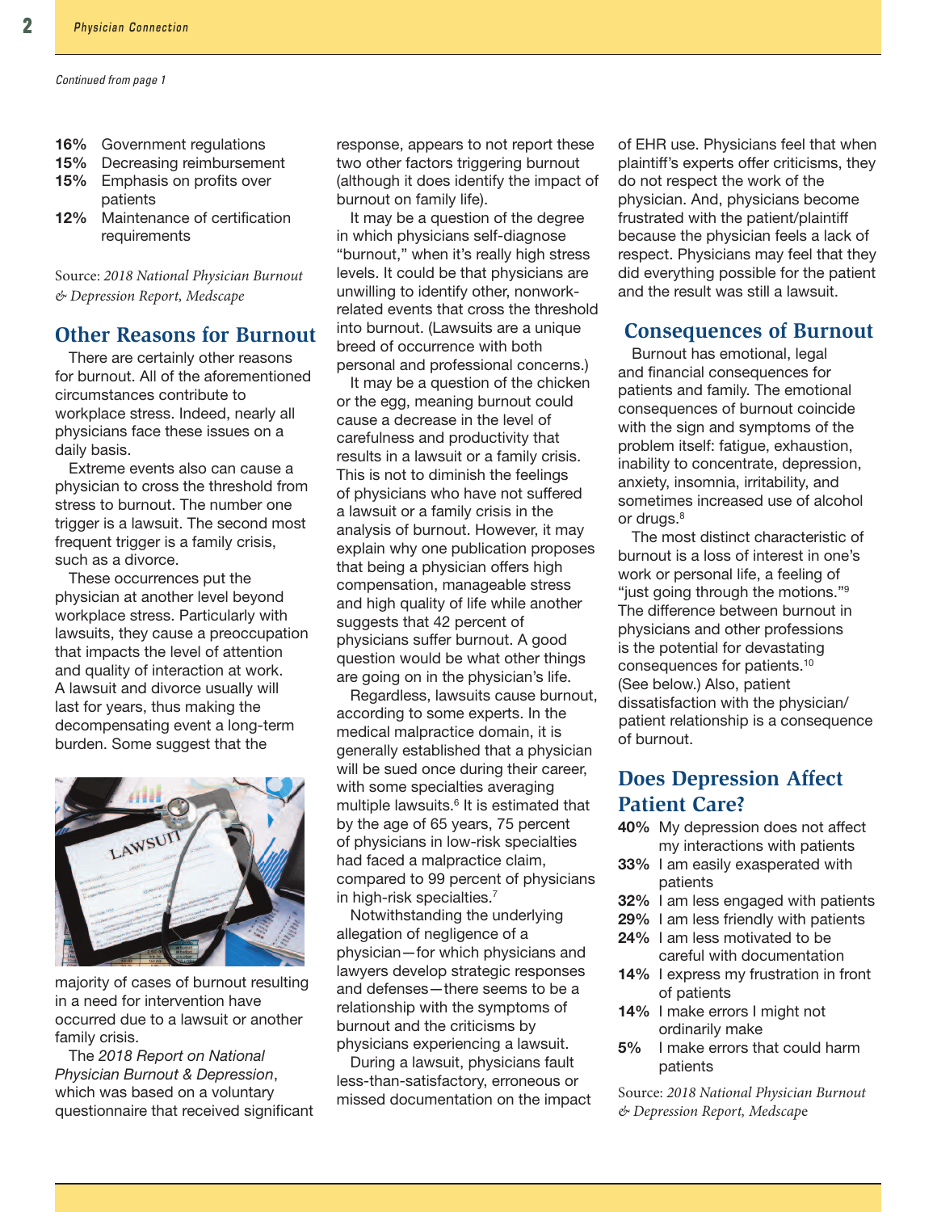*Continued from page 1*

**16%** Government regulations
**15%** Decreasing reimbursement
**15%** Emphasis on profits over patients
**12%** Maintenance of certification requirements

Source: *2018 National Physician Burnout & Depression Report, Medscape*

## Other Reasons for Burnout

There are certainly other reasons for burnout. All of the aforementioned circumstances contribute to workplace stress. Indeed, nearly all physicians face these issues on a daily basis.

Extreme events also can cause a physician to cross the threshold from stress to burnout. The number one trigger is a lawsuit. The second most frequent trigger is a family crisis, such as a divorce.

These occurrences put the physician at another level beyond workplace stress. Particularly with lawsuits, they cause a preoccupation that impacts the level of attention and quality of interaction at work. A lawsuit and divorce usually will last for years, thus making the decompensating event a long-term burden. Some suggest that the majority of cases of burnout resulting in a need for intervention have occurred due to a lawsuit or another family crisis.

The *2018 Report on National Physician Burnout & Depression*, which was based on a voluntary questionnaire that received significant response, appears to not report these two other factors triggering burnout (although it does identify the impact of burnout on family life).

It may be a question of the degree in which physicians self-diagnose "burnout," when it's really high stress levels. It could be that physicians are unwilling to identify other, nonwork-related events that cross the threshold into burnout. (Lawsuits are a unique breed of occurrence with both personal and professional concerns.)

It may be a question of the chicken or the egg, meaning burnout could cause a decrease in the level of carefulness and productivity that results in a lawsuit or a family crisis. This is not to diminish the feelings of physicians who have not suffered a lawsuit or a family crisis in the analysis of burnout. However, it may explain why one publication proposes that being a physician offers high compensation, manageable stress and high quality of life while another suggests that 42 percent of physicians suffer burnout. A good question would be what other things are going on in the physician's life.

Regardless, lawsuits cause burnout, according to some experts. In the medical malpractice domain, it is generally established that a physician will be sued once during their career, with some specialties averaging multiple lawsuits.[6] It is estimated that by the age of 65 years, 75 percent of physicians in low-risk specialties had faced a malpractice claim, compared to 99 percent of physicians in high-risk specialties.[7]

Notwithstanding the underlying allegation of negligence of a physician—for which physicians and lawyers develop strategic responses and defenses—there seems to be a relationship with the symptoms of burnout and the criticisms by physicians experiencing a lawsuit.

During a lawsuit, physicians fault less-than-satisfactory, erroneous or missed documentation on the impact of EHR use. Physicians feel that when plaintiff's experts offer criticisms, they do not respect the work of the physician. And, physicians become frustrated with the patient/plaintiff because the physician feels a lack of respect. Physicians may feel that they did everything possible for the patient and the result was still a lawsuit.

## Consequences of Burnout

Burnout has emotional, legal and financial consequences for patients and family. The emotional consequences of burnout coincide with the sign and symptoms of the problem itself: fatigue, exhaustion, inability to concentrate, depression, anxiety, insomnia, irritability, and sometimes increased use of alcohol or drugs.[8]

The most distinct characteristic of burnout is a loss of interest in one's work or personal life, a feeling of "just going through the motions."[9] The difference between burnout in physicians and other professions is the potential for devastating consequences for patients.[10] (See below.) Also, patient dissatisfaction with the physician/patient relationship is a consequence of burnout.

## Does Depression Affect Patient Care?

**40%** My depression does not affect my interactions with patients
**33%** I am easily exasperated with patients
**32%** I am less engaged with patients
**29%** I am less friendly with patients
**24%** I am less motivated to be careful with documentation
**14%** I express my frustration in front of patients
**14%** I make errors I might not ordinarily make
**5%** I make errors that could harm patients

Source: *2018 National Physician Burnout & Depression Report, Medscape*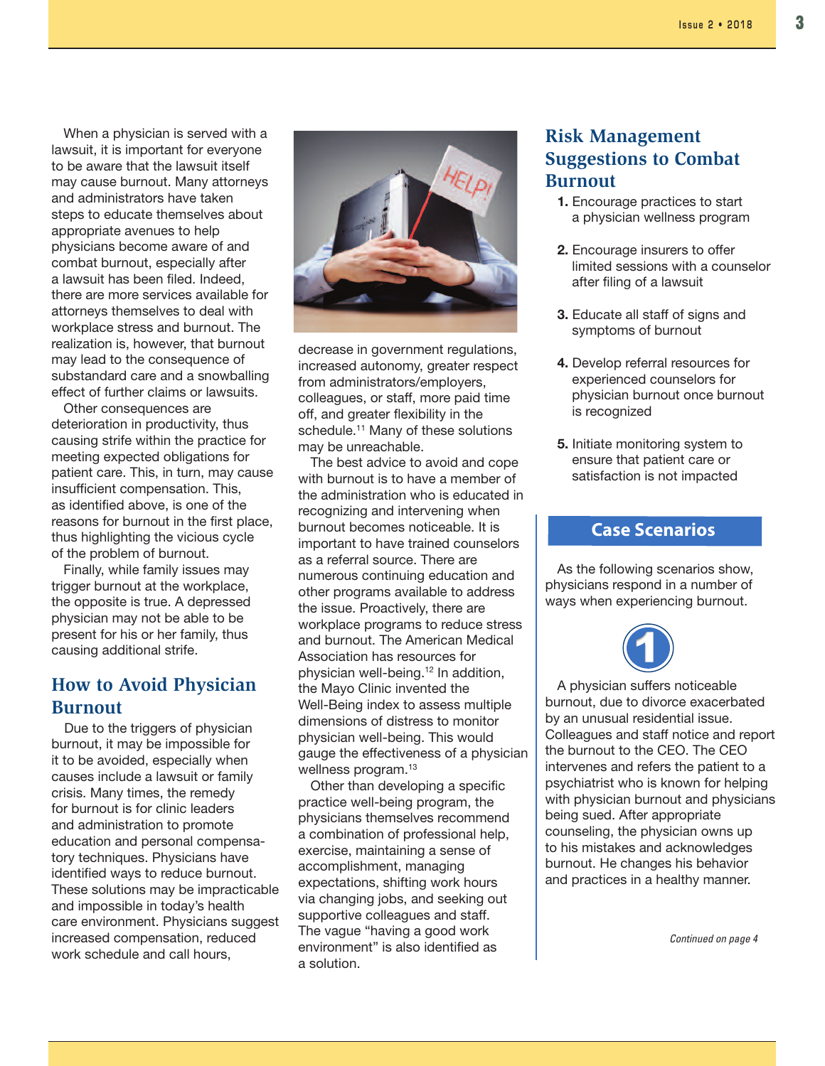When a physician is served with a lawsuit, it is important for everyone to be aware that the lawsuit itself may cause burnout. Many attorneys and administrators have taken steps to educate themselves about appropriate avenues to help physicians become aware of and combat burnout, especially after a lawsuit has been filed. Indeed, there are more services available for attorneys themselves to deal with workplace stress and burnout. The realization is, however, that burnout may lead to the consequence of substandard care and a snowballing effect of further claims or lawsuits.

Other consequences are deterioration in productivity, thus causing strife within the practice for meeting expected obligations for patient care. This, in turn, may cause insufficient compensation. This, as identified above, is one of the reasons for burnout in the first place, thus highlighting the vicious cycle of the problem of burnout.

Finally, while family issues may trigger burnout at the workplace, the opposite is true. A depressed physician may not be able to be present for his or her family, thus causing additional strife.

## How to Avoid Physician Burnout

Due to the triggers of physician burnout, it may be impossible for it to be avoided, especially when causes include a lawsuit or family crisis. Many times, the remedy for burnout is for clinic leaders and administration to promote education and personal compensatory techniques. Physicians have identified ways to reduce burnout. These solutions may be impracticable and impossible in today's health care environment. Physicians suggest increased compensation, reduced work schedule and call hours, decrease in government regulations, increased autonomy, greater respect from administrators/employers, colleagues, or staff, more paid time off, and greater flexibility in the schedule.[11] Many of these solutions may be unreachable.

The best advice to avoid and cope with burnout is to have a member of the administration who is educated in recognizing and intervening when burnout becomes noticeable. It is important to have trained counselors as a referral source. There are numerous continuing education and other programs available to address the issue. Proactively, there are workplace programs to reduce stress and burnout. The American Medical Association has resources for physician well-being.[12] In addition, the Mayo Clinic invented the Well-Being index to assess multiple dimensions of distress to monitor physician well-being. This would gauge the effectiveness of a physician wellness program.[13]

Other than developing a specific practice well-being program, the physicians themselves recommend a combination of professional help, exercise, maintaining a sense of accomplishment, managing expectations, shifting work hours via changing jobs, and seeking out supportive colleagues and staff. The vague "having a good work environment" is also identified as a solution.

## Risk Management Suggestions to Combat Burnout

1. Encourage practices to start a physician wellness program
2. Encourage insurers to offer limited sessions with a counselor after filing of a lawsuit
3. Educate all staff of signs and symptoms of burnout
4. Develop referral resources for experienced counselors for physician burnout once burnout is recognized
5. Initiate monitoring system to ensure that patient care or satisfaction is not impacted

## Case Scenarios

As the following scenarios show, physicians respond in a number of ways when experiencing burnout.

**1**

A physician suffers noticeable burnout, due to divorce exacerbated by an unusual residential issue. Colleagues and staff notice and report the burnout to the CEO. The CEO intervenes and refers the patient to a psychiatrist who is known for helping with physician burnout and physicians being sued. After appropriate counseling, the physician owns up to his mistakes and acknowledges burnout. He changes his behavior and practices in a healthy manner.

*Continued on page 4*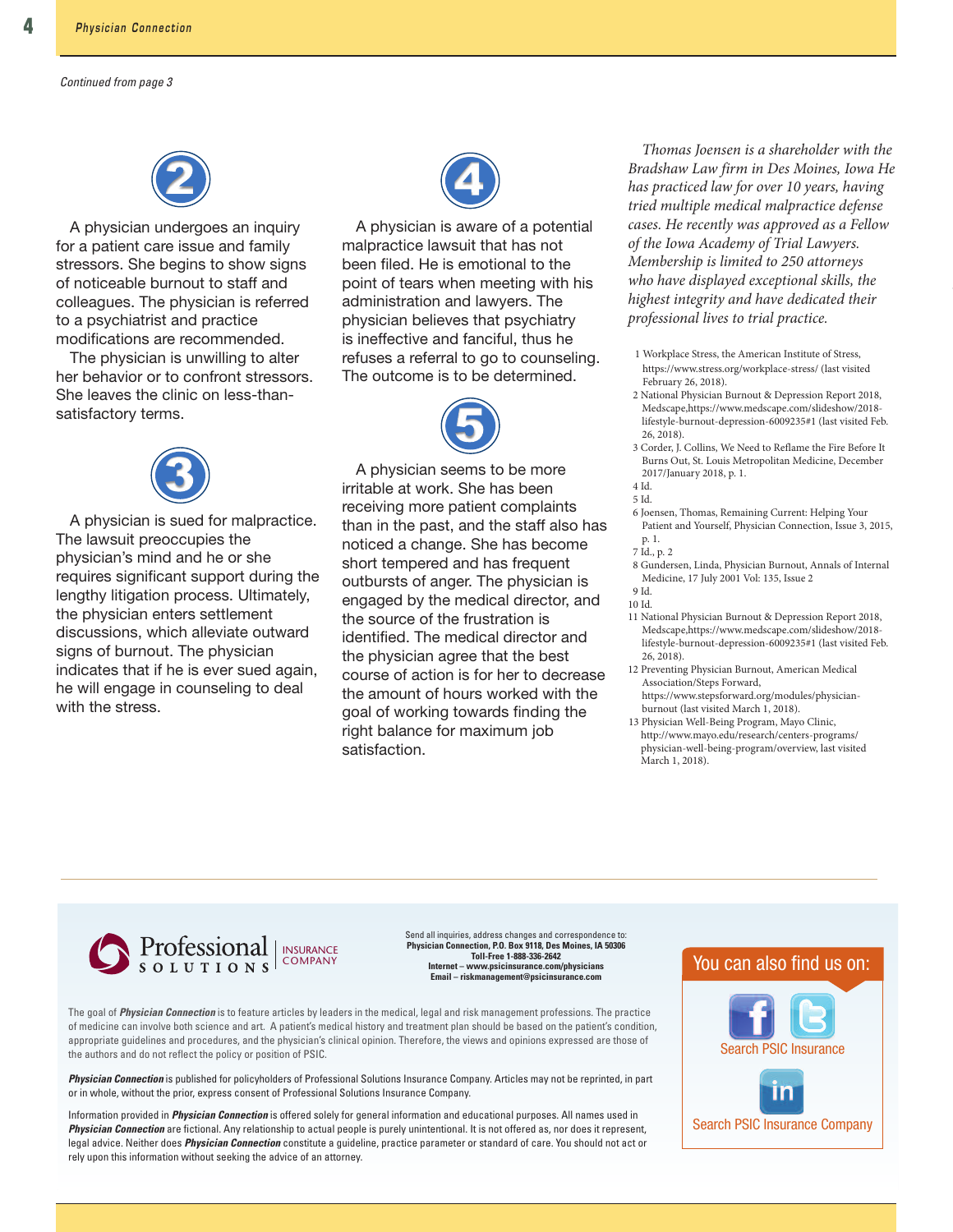*Continued from page 3*

## 2

A physician undergoes an inquiry for a patient care issue and family stressors. She begins to show signs of noticeable burnout to staff and colleagues. The physician is referred to a psychiatrist and practice modifications are recommended.

The physician is unwilling to alter her behavior or to confront stressors. She leaves the clinic on less-than-satisfactory terms.

## 3

A physician is sued for malpractice. The lawsuit preoccupies the physician's mind and he or she requires significant support during the lengthy litigation process. Ultimately, the physician enters settlement discussions, which alleviate outward signs of burnout. The physician indicates that if he is ever sued again, he will engage in counseling to deal with the stress.

## 4

A physician is aware of a potential malpractice lawsuit that has not been filed. He is emotional to the point of tears when meeting with his administration and lawyers. The physician believes that psychiatry is ineffective and fanciful, thus he refuses a referral to go to counseling. The outcome is to be determined.

## 5

A physician seems to be more irritable at work. She has been receiving more patient complaints than in the past, and the staff also has noticed a change. She has become short tempered and has frequent outbursts of anger. The physician is engaged by the medical director, and the source of the frustration is identified. The medical director and the physician agree that the best course of action is for her to decrease the amount of hours worked with the goal of working towards finding the right balance for maximum job satisfaction.

*Thomas Joensen is a shareholder with the Bradshaw Law firm in Des Moines, Iowa He has practiced law for over 10 years, having tried multiple medical malpractice defense cases. He recently was approved as a Fellow of the Iowa Academy of Trial Lawyers. Membership is limited to 250 attorneys who have displayed exceptional skills, the highest integrity and have dedicated their professional lives to trial practice.*

1. Workplace Stress, the American Institute of Stress, https://www.stress.org/workplace-stress/ (last visited February 26, 2018).
2. National Physician Burnout & Depression Report 2018, Medscape,https://www.medscape.com/slideshow/2018-lifestyle-burnout-depression-6009235#1 (last visited Feb. 26, 2018).
3. Corder, J. Collins, We Need to Reflame the Fire Before It Burns Out, St. Louis Metropolitan Medicine, December 2017/January 2018, p. 1.
4. Id.
5. Id.
6. Joensen, Thomas, Remaining Current: Helping Your Patient and Yourself, Physician Connection, Issue 3, 2015, p. 1.
7. Id., p. 2
8. Gundersen, Linda, Physician Burnout, Annals of Internal Medicine, 17 July 2001 Vol: 135, Issue 2
9. Id.
10. Id.
11. National Physician Burnout & Depression Report 2018, Medscape,https://www.medscape.com/slideshow/2018-lifestyle-burnout-depression-6009235#1 (last visited Feb. 26, 2018).
12. Preventing Physician Burnout, American Medical Association/Steps Forward, https://www.stepsforward.org/modules/physician-burnout (last visited March 1, 2018).
13. Physician Well-Being Program, Mayo Clinic, http://www.mayo.edu/research/centers-programs/physician-well-being-program/overview, last visited March 1, 2018).

---

Professional Solutions Insurance Company

Send all inquiries, address changes and correspondence to:
**Physician Connection, P.O. Box 9118, Des Moines, IA 50306**
**Toll-Free 1-888-336-2642**
**Internet – www.psicinsurance.com/physicians**
**Email – riskmanagement@psicinsurance.com**

The goal of ***Physician Connection*** is to feature articles by leaders in the medical, legal and risk management professions. The practice of medicine can involve both science and art. A patient's medical history and treatment plan should be based on the patient's condition, appropriate guidelines and procedures, and the physician's clinical opinion. Therefore, the views and opinions expressed are those of the authors and do not reflect the policy or position of PSIC.

***Physician Connection*** is published for policyholders of Professional Solutions Insurance Company. Articles may not be reprinted, in part or in whole, without the prior, express consent of Professional Solutions Insurance Company.

Information provided in ***Physician Connection*** is offered solely for general information and educational purposes. All names used in ***Physician Connection*** are fictional. Any relationship to actual people is purely unintentional. It is not offered as, nor does it represent, legal advice. Neither does ***Physician Connection*** constitute a guideline, practice parameter or standard of care. You should not act or rely upon this information without seeking the advice of an attorney.

You can also find us on:

Search PSIC Insurance

Search PSIC Insurance Company